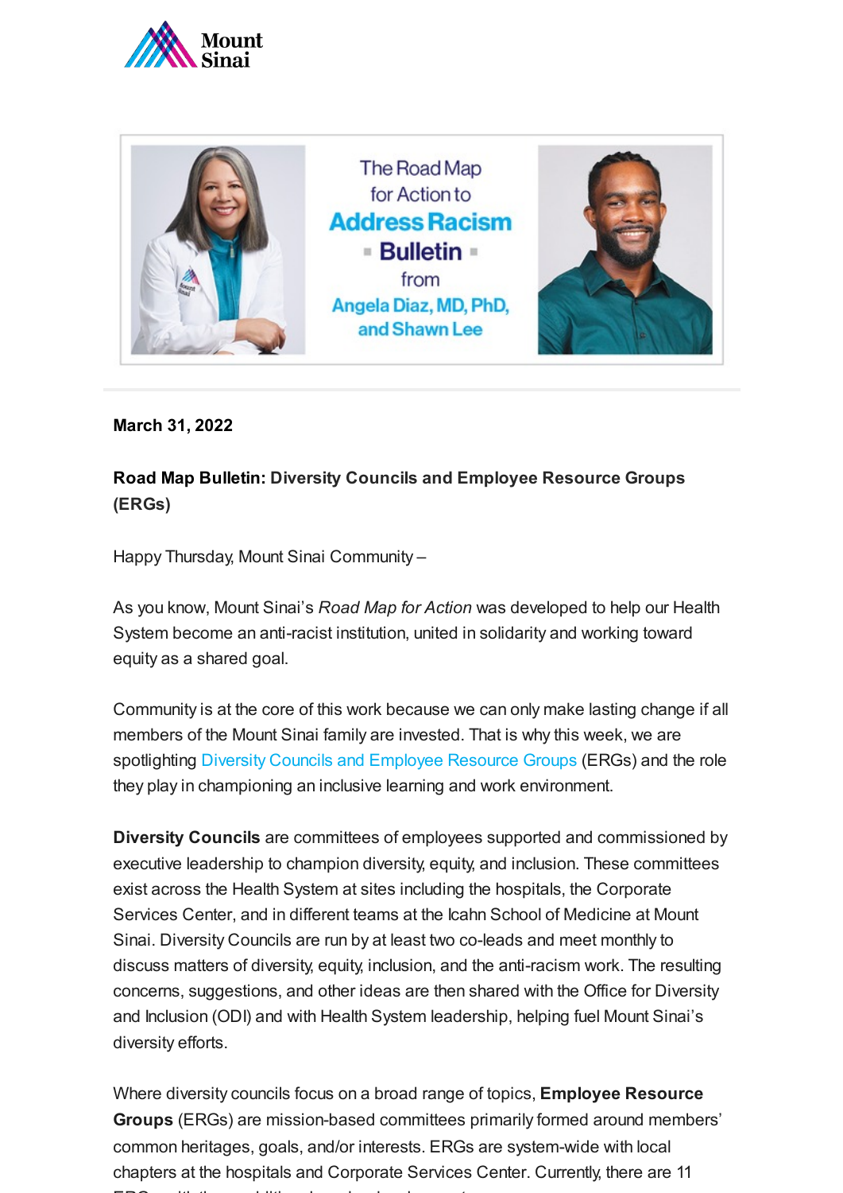The Road Map for Action to **Address Racism** ▪ **Bulletin** ▪ from Angela Diaz, MD, PhD, and Shawn Lee

**March 31, 2022**

**Road Map Bulletin: Diversity Councils and Employee Resource Groups (ERGs)**

Happy Thursday, Mount Sinai Community –

As you know, Mount Sinai's *Road Map for Action* was developed to help our Health System become an anti-racist institution, united in solidarity and working toward equity as a shared goal.

Community is at the core of this work because we can only make lasting change if all members of the Mount Sinai family are invested. That is why this week, we are spotlighting Diversity Councils and Employee Resource Groups (ERGs) and the role they play in championing an inclusive learning and work environment.

**Diversity Councils** are committees of employees supported and commissioned by executive leadership to champion diversity, equity, and inclusion. These committees exist across the Health System at sites including the hospitals, the Corporate Services Center, and in different teams at the Icahn School of Medicine at Mount Sinai. Diversity Councils are run by at least two co-leads and meet monthly to discuss matters of diversity, equity, inclusion, and the anti-racism work. The resulting concerns, suggestions, and other ideas are then shared with the Office for Diversity and Inclusion (ODI) and with Health System leadership, helping fuel Mount Sinai's diversity efforts.

Where diversity councils focus on a broad range of topics, **Employee Resource Groups** (ERGs) are mission-based committees primarily formed around members' common heritages, goals, and/or interests. ERGs are system-wide with local chapters at the hospitals and Corporate Services Center. Currently, there are 11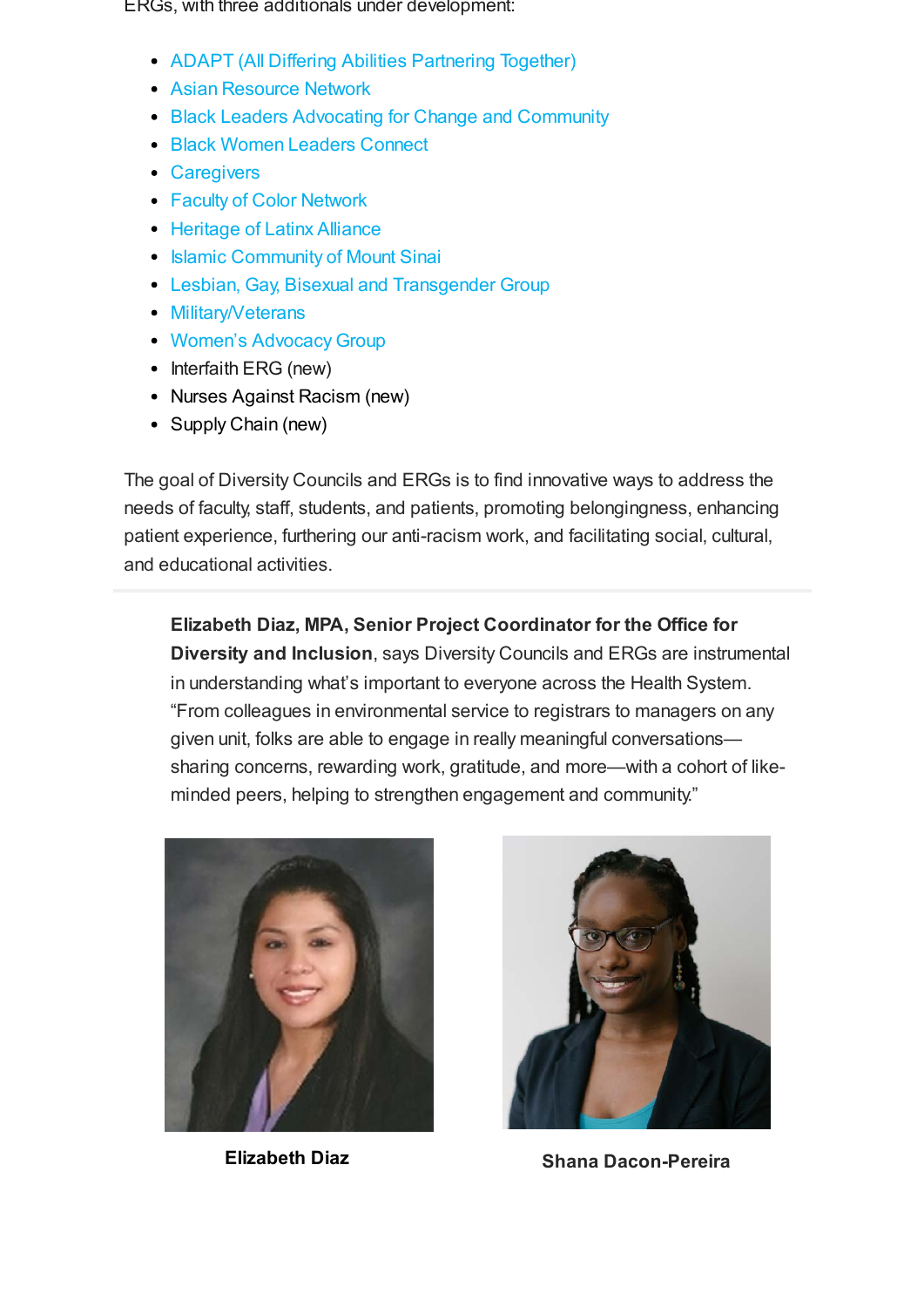ERGs, with three additionals under development:

- ADAPT (All Differing Abilities Partnering Together)
- Asian Resource Network
- Black Leaders Advocating for Change and Community
- Black Women Leaders Connect
- Caregivers
- Faculty of Color Network
- Heritage of Latinx Alliance
- Islamic Community of Mount Sinai
- Lesbian, Gay, Bisexual and Transgender Group
- Military/Veterans
- Women's Advocacy Group
- Interfaith ERG (new)
- Nurses Against Racism (new)
- Supply Chain (new)

The goal of Diversity Councils and ERGs is to find innovative ways to address the needs of faculty, staff, students, and patients, promoting belongingness, enhancing patient experience, furthering our anti-racism work, and facilitating social, cultural, and educational activities.

---

**Elizabeth Diaz, MPA, Senior Project Coordinator for the Office for Diversity and Inclusion**, says Diversity Councils and ERGs are instrumental in understanding what's important to everyone across the Health System. "From colleagues in environmental service to registrars to managers on any given unit, folks are able to engage in really meaningful conversations—sharing concerns, rewarding work, gratitude, and more—with a cohort of like-minded peers, helping to strengthen engagement and community."

**Elizabeth Diaz**

**Shana Dacon-Pereira**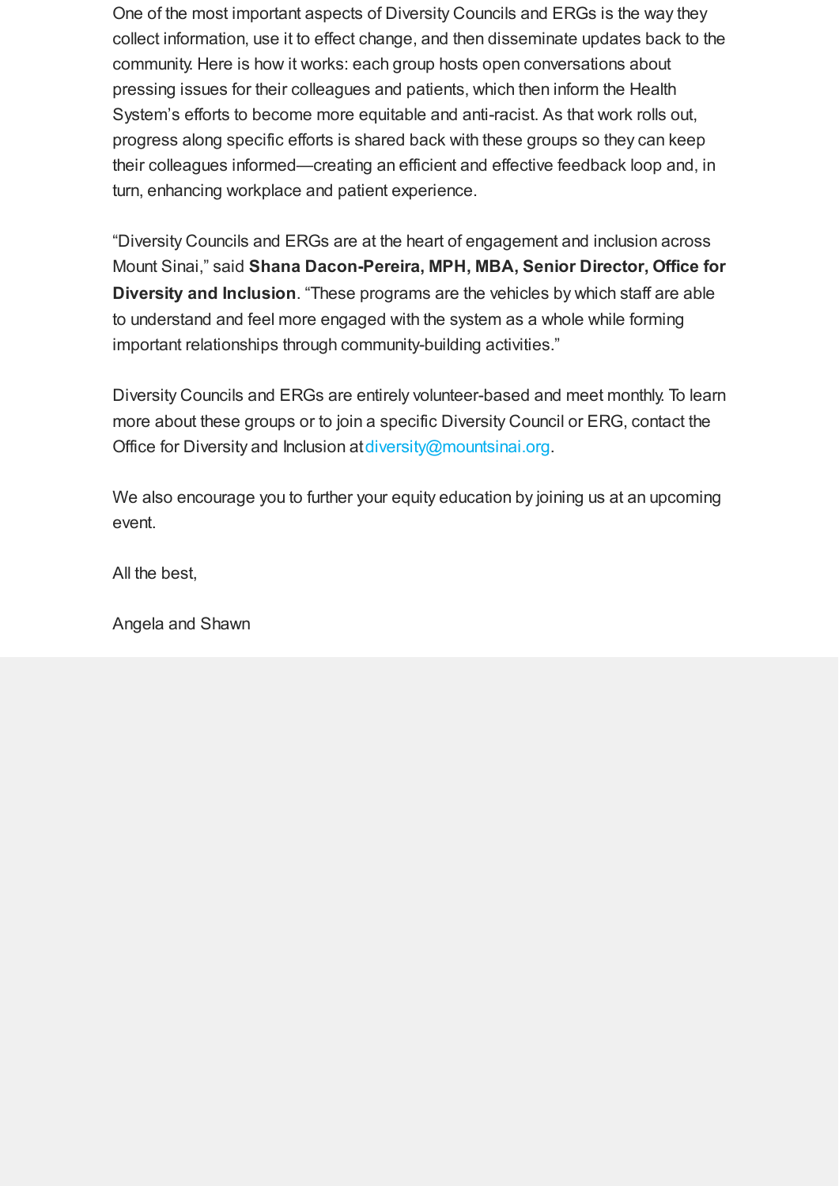One of the most important aspects of Diversity Councils and ERGs is the way they collect information, use it to effect change, and then disseminate updates back to the community. Here is how it works: each group hosts open conversations about pressing issues for their colleagues and patients, which then inform the Health System's efforts to become more equitable and anti-racist. As that work rolls out, progress along specific efforts is shared back with these groups so they can keep their colleagues informed—creating an efficient and effective feedback loop and, in turn, enhancing workplace and patient experience.

"Diversity Councils and ERGs are at the heart of engagement and inclusion across Mount Sinai," said **Shana Dacon-Pereira, MPH, MBA, Senior Director, Office for Diversity and Inclusion**. "These programs are the vehicles by which staff are able to understand and feel more engaged with the system as a whole while forming important relationships through community-building activities."

Diversity Councils and ERGs are entirely volunteer-based and meet monthly. To learn more about these groups or to join a specific Diversity Council or ERG, contact the Office for Diversity and Inclusion at diversity@mountsinai.org.

We also encourage you to further your equity education by joining us at an upcoming event.

All the best,

Angela and Shawn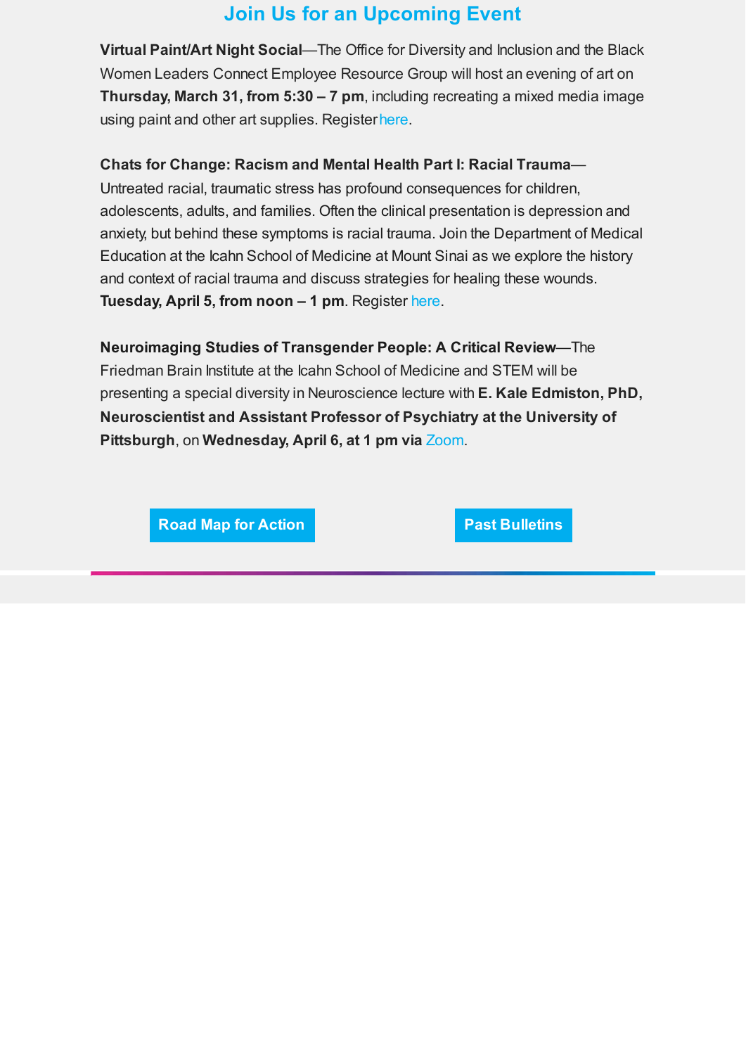## Join Us for an Upcoming Event

**Virtual Paint/Art Night Social**—The Office for Diversity and Inclusion and the Black Women Leaders Connect Employee Resource Group will host an evening of art on **Thursday, March 31, from 5:30 – 7 pm**, including recreating a mixed media image using paint and other art supplies. Register here.

**Chats for Change: Racism and Mental Health Part I: Racial Trauma**—Untreated racial, traumatic stress has profound consequences for children, adolescents, adults, and families. Often the clinical presentation is depression and anxiety, but behind these symptoms is racial trauma. Join the Department of Medical Education at the Icahn School of Medicine at Mount Sinai as we explore the history and context of racial trauma and discuss strategies for healing these wounds. **Tuesday, April 5, from noon – 1 pm**. Register here.

**Neuroimaging Studies of Transgender People: A Critical Review**—The Friedman Brain Institute at the Icahn School of Medicine and STEM will be presenting a special diversity in Neuroscience lecture with **E. Kale Edmiston, PhD, Neuroscientist and Assistant Professor of Psychiatry at the University of Pittsburgh**, on **Wednesday, April 6, at 1 pm via** Zoom.

Road Map for Action

Past Bulletins